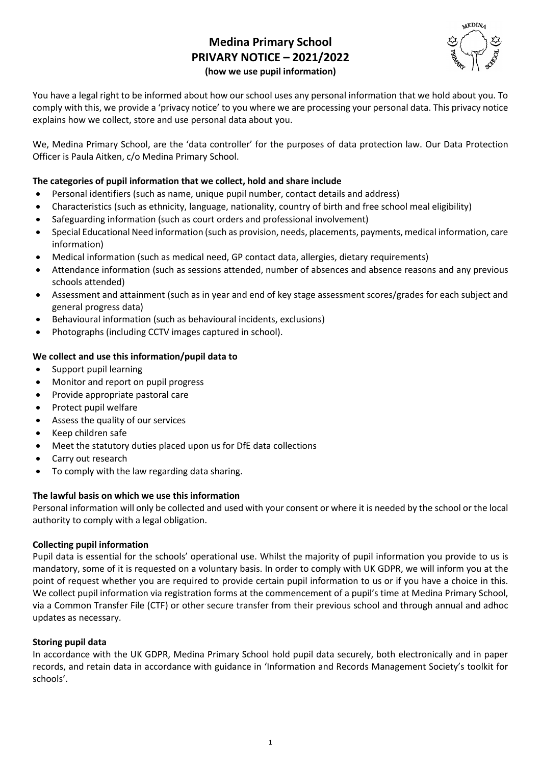# Medina Primary School
## PRIVARY NOTICE – 2021/2022
**(how we use pupil information)**

You have a legal right to be informed about how our school uses any personal information that we hold about you. To comply with this, we provide a 'privacy notice' to you where we are processing your personal data. This privacy notice explains how we collect, store and use personal data about you.

We, Medina Primary School, are the 'data controller' for the purposes of data protection law. Our Data Protection Officer is Paula Aitken, c/o Medina Primary School.

**The categories of pupil information that we collect, hold and share include**

- Personal identifiers (such as name, unique pupil number, contact details and address)
- Characteristics (such as ethnicity, language, nationality, country of birth and free school meal eligibility)
- Safeguarding information (such as court orders and professional involvement)
- Special Educational Need information (such as provision, needs, placements, payments, medical information, care information)
- Medical information (such as medical need, GP contact data, allergies, dietary requirements)
- Attendance information (such as sessions attended, number of absences and absence reasons and any previous schools attended)
- Assessment and attainment (such as in year and end of key stage assessment scores/grades for each subject and general progress data)
- Behavioural information (such as behavioural incidents, exclusions)
- Photographs (including CCTV images captured in school).

**We collect and use this information/pupil data to**

- Support pupil learning
- Monitor and report on pupil progress
- Provide appropriate pastoral care
- Protect pupil welfare
- Assess the quality of our services
- Keep children safe
- Meet the statutory duties placed upon us for DfE data collections
- Carry out research
- To comply with the law regarding data sharing.

**The lawful basis on which we use this information**

Personal information will only be collected and used with your consent or where it is needed by the school or the local authority to comply with a legal obligation.

**Collecting pupil information**

Pupil data is essential for the schools' operational use. Whilst the majority of pupil information you provide to us is mandatory, some of it is requested on a voluntary basis. In order to comply with UK GDPR, we will inform you at the point of request whether you are required to provide certain pupil information to us or if you have a choice in this. We collect pupil information via registration forms at the commencement of a pupil's time at Medina Primary School, via a Common Transfer File (CTF) or other secure transfer from their previous school and through annual and adhoc updates as necessary.

**Storing pupil data**

In accordance with the UK GDPR, Medina Primary School hold pupil data securely, both electronically and in paper records, and retain data in accordance with guidance in 'Information and Records Management Society's toolkit for schools'.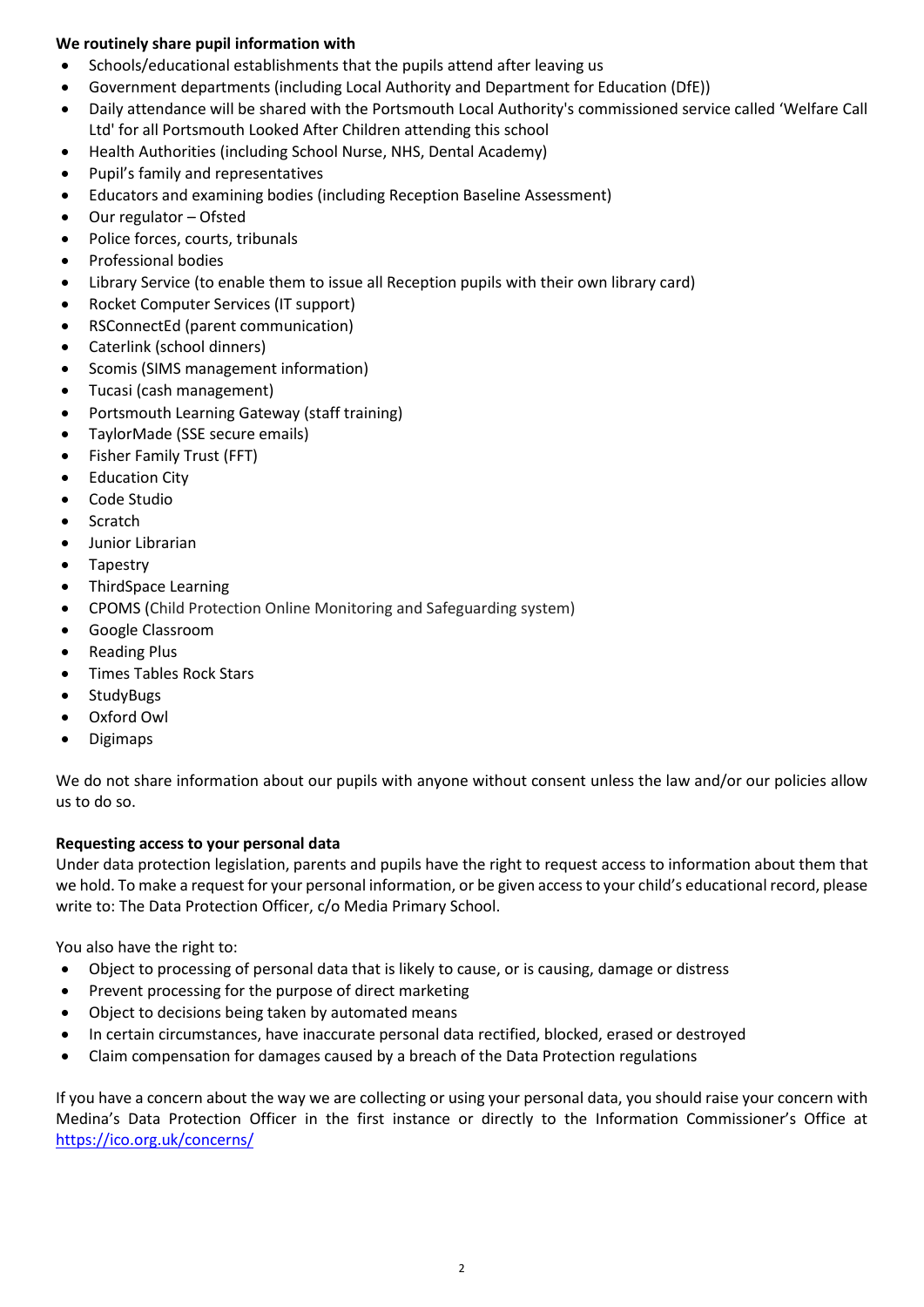**We routinely share pupil information with**

- Schools/educational establishments that the pupils attend after leaving us
- Government departments (including Local Authority and Department for Education (DfE))
- Daily attendance will be shared with the Portsmouth Local Authority's commissioned service called 'Welfare Call Ltd' for all Portsmouth Looked After Children attending this school
- Health Authorities (including School Nurse, NHS, Dental Academy)
- Pupil's family and representatives
- Educators and examining bodies (including Reception Baseline Assessment)
- Our regulator – Ofsted
- Police forces, courts, tribunals
- Professional bodies
- Library Service (to enable them to issue all Reception pupils with their own library card)
- Rocket Computer Services (IT support)
- RSConnectEd (parent communication)
- Caterlink (school dinners)
- Scomis (SIMS management information)
- Tucasi (cash management)
- Portsmouth Learning Gateway (staff training)
- TaylorMade (SSE secure emails)
- Fisher Family Trust (FFT)
- Education City
- Code Studio
- Scratch
- Junior Librarian
- Tapestry
- ThirdSpace Learning
- CPOMS (Child Protection Online Monitoring and Safeguarding system)
- Google Classroom
- Reading Plus
- Times Tables Rock Stars
- StudyBugs
- Oxford Owl
- Digimaps

We do not share information about our pupils with anyone without consent unless the law and/or our policies allow us to do so.

**Requesting access to your personal data**

Under data protection legislation, parents and pupils have the right to request access to information about them that we hold. To make a request for your personal information, or be given access to your child's educational record, please write to: The Data Protection Officer, c/o Media Primary School.

You also have the right to:

- Object to processing of personal data that is likely to cause, or is causing, damage or distress
- Prevent processing for the purpose of direct marketing
- Object to decisions being taken by automated means
- In certain circumstances, have inaccurate personal data rectified, blocked, erased or destroyed
- Claim compensation for damages caused by a breach of the Data Protection regulations

If you have a concern about the way we are collecting or using your personal data, you should raise your concern with Medina's Data Protection Officer in the first instance or directly to the Information Commissioner's Office at https://ico.org.uk/concerns/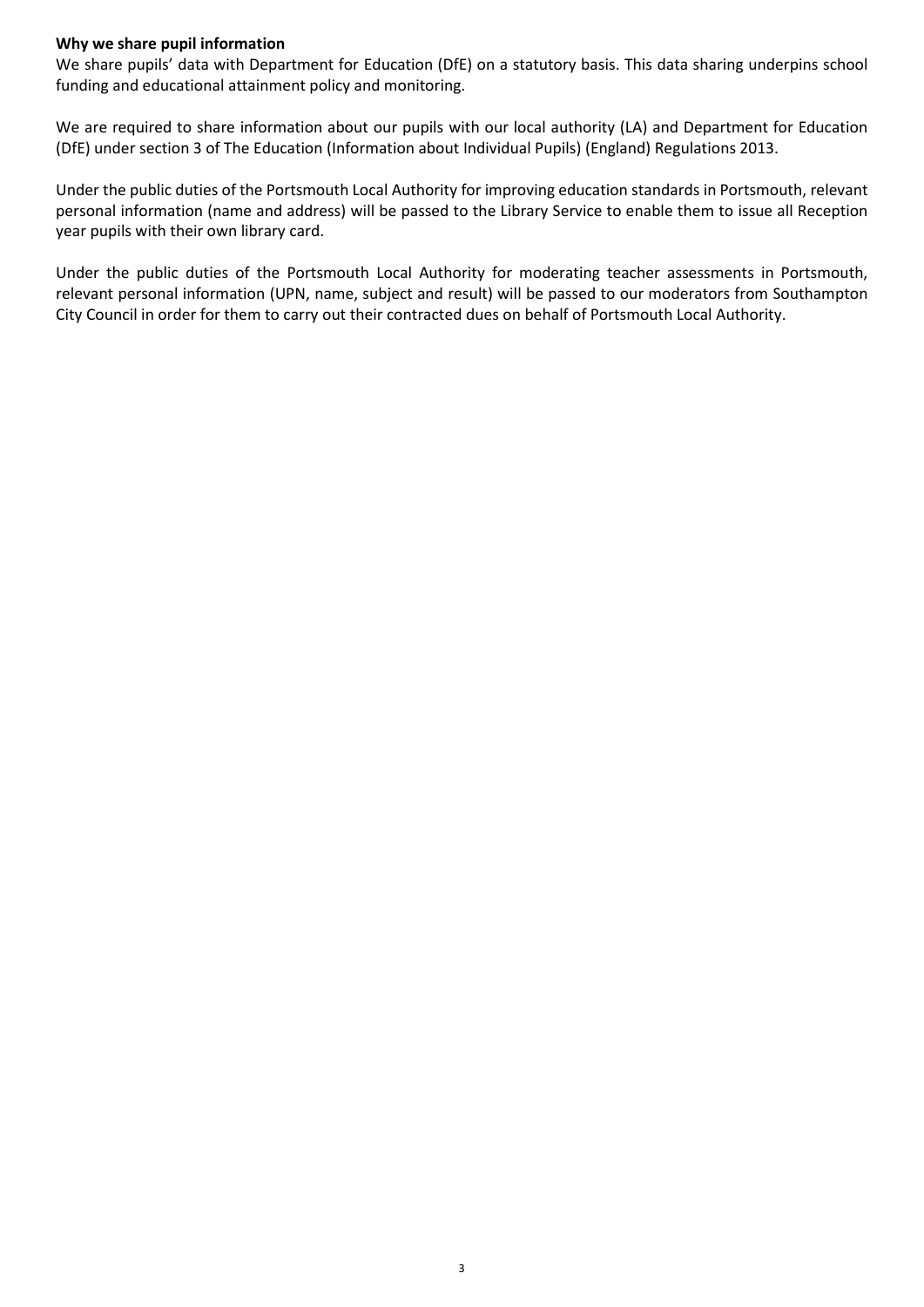**Why we share pupil information**

We share pupils' data with Department for Education (DfE) on a statutory basis. This data sharing underpins school funding and educational attainment policy and monitoring.

We are required to share information about our pupils with our local authority (LA) and Department for Education (DfE) under section 3 of The Education (Information about Individual Pupils) (England) Regulations 2013.

Under the public duties of the Portsmouth Local Authority for improving education standards in Portsmouth, relevant personal information (name and address) will be passed to the Library Service to enable them to issue all Reception year pupils with their own library card.

Under the public duties of the Portsmouth Local Authority for moderating teacher assessments in Portsmouth, relevant personal information (UPN, name, subject and result) will be passed to our moderators from Southampton City Council in order for them to carry out their contracted dues on behalf of Portsmouth Local Authority.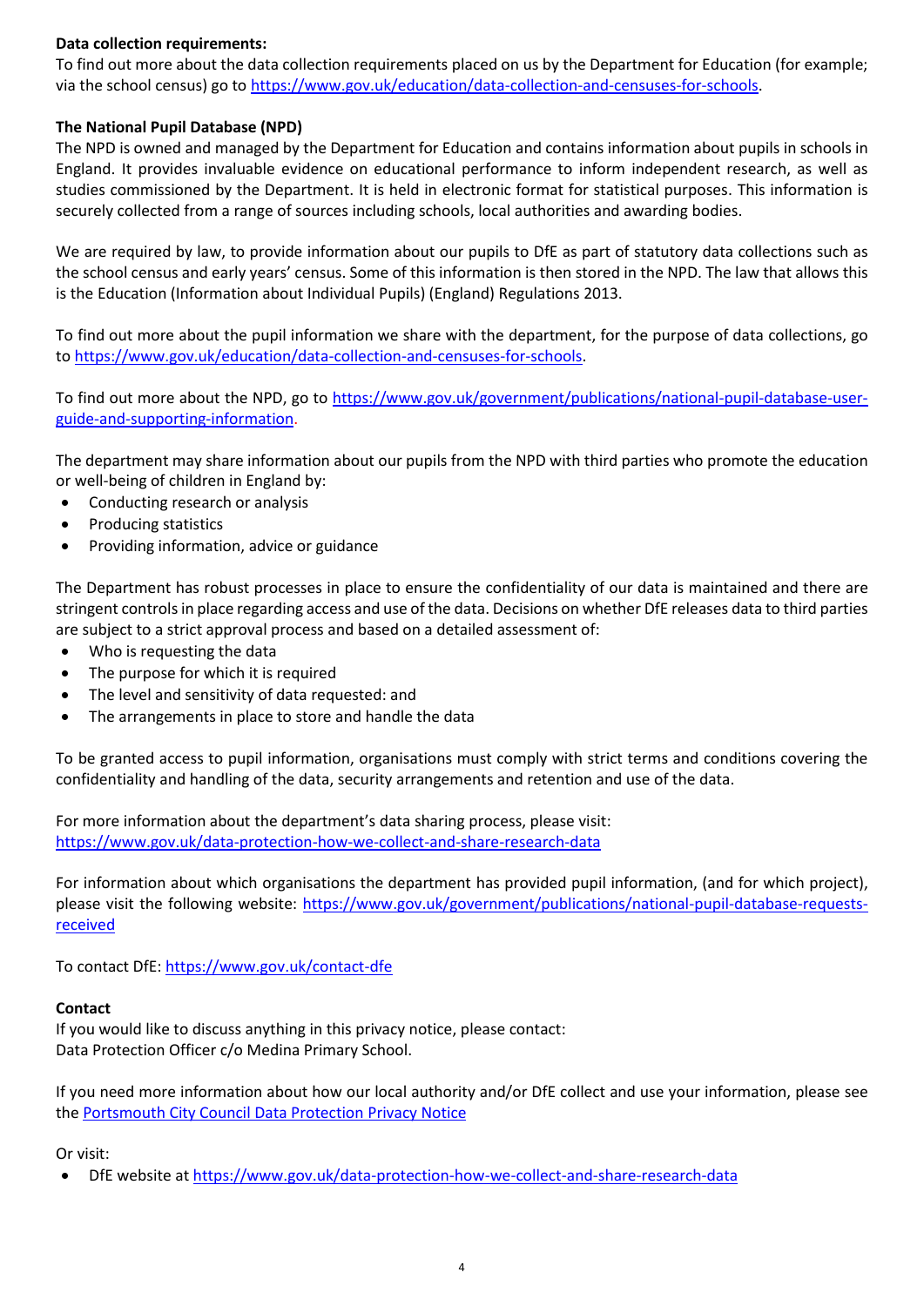**Data collection requirements:**
To find out more about the data collection requirements placed on us by the Department for Education (for example; via the school census) go to https://www.gov.uk/education/data-collection-and-censuses-for-schools.

**The National Pupil Database (NPD)**
The NPD is owned and managed by the Department for Education and contains information about pupils in schools in England. It provides invaluable evidence on educational performance to inform independent research, as well as studies commissioned by the Department. It is held in electronic format for statistical purposes. This information is securely collected from a range of sources including schools, local authorities and awarding bodies.

We are required by law, to provide information about our pupils to DfE as part of statutory data collections such as the school census and early years' census. Some of this information is then stored in the NPD. The law that allows this is the Education (Information about Individual Pupils) (England) Regulations 2013.

To find out more about the pupil information we share with the department, for the purpose of data collections, go to https://www.gov.uk/education/data-collection-and-censuses-for-schools.

To find out more about the NPD, go to https://www.gov.uk/government/publications/national-pupil-database-user-guide-and-supporting-information.

The department may share information about our pupils from the NPD with third parties who promote the education or well-being of children in England by:

- Conducting research or analysis
- Producing statistics
- Providing information, advice or guidance

The Department has robust processes in place to ensure the confidentiality of our data is maintained and there are stringent controls in place regarding access and use of the data. Decisions on whether DfE releases data to third parties are subject to a strict approval process and based on a detailed assessment of:

- Who is requesting the data
- The purpose for which it is required
- The level and sensitivity of data requested: and
- The arrangements in place to store and handle the data

To be granted access to pupil information, organisations must comply with strict terms and conditions covering the confidentiality and handling of the data, security arrangements and retention and use of the data.

For more information about the department's data sharing process, please visit:
https://www.gov.uk/data-protection-how-we-collect-and-share-research-data

For information about which organisations the department has provided pupil information, (and for which project), please visit the following website: https://www.gov.uk/government/publications/national-pupil-database-requests-received

To contact DfE: https://www.gov.uk/contact-dfe

**Contact**
If you would like to discuss anything in this privacy notice, please contact:
Data Protection Officer c/o Medina Primary School.

If you need more information about how our local authority and/or DfE collect and use your information, please see the Portsmouth City Council Data Protection Privacy Notice

Or visit:

- DfE website at https://www.gov.uk/data-protection-how-we-collect-and-share-research-data